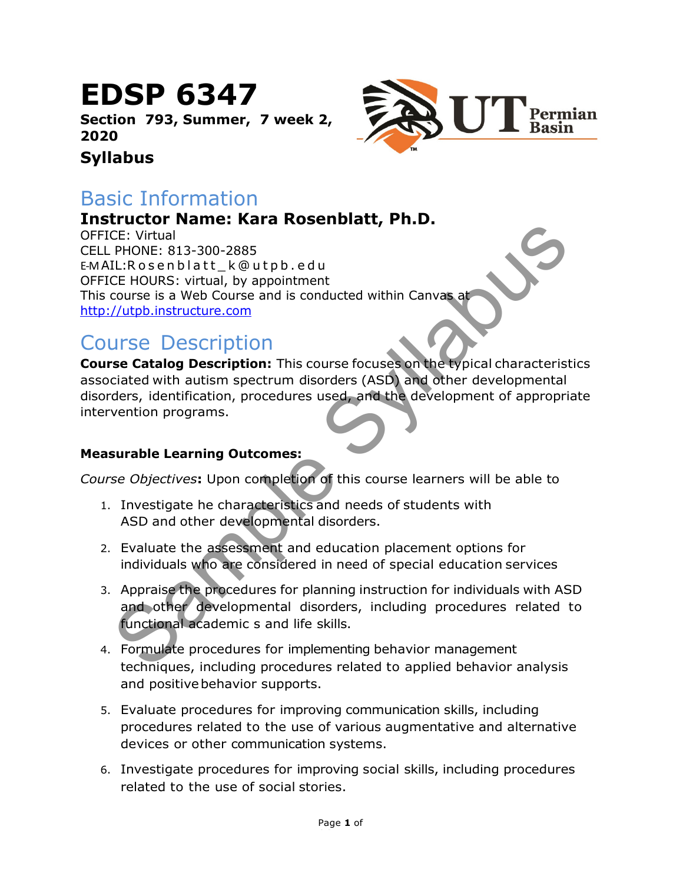# EDSP 6347

**Section 793, Summer, 7 week 2, 2020**

**Syllabus**

## Basic Information

### Instructor Name: Kara Rosenblatt, Ph.D.

OFFICE: Virtual
CELL PHONE: 813-300-2885
E-MAIL:Rosenblatt_k@utpb.edu
OFFICE HOURS: virtual, by appointment
This course is a Web Course and is conducted within Canvas at
http://utpb.instructure.com

## Course Description

**Course Catalog Description:** This course focuses on the typical characteristics associated with autism spectrum disorders (ASD) and other developmental disorders, identification, procedures used, and the development of appropriate intervention programs.

**Measurable Learning Outcomes:**

*Course Objectives*: Upon completion of this course learners will be able to

1. Investigate he characteristics and needs of students with ASD and other developmental disorders.
2. Evaluate the assessment and education placement options for individuals who are considered in need of special education services
3. Appraise the procedures for planning instruction for individuals with ASD and other developmental disorders, including procedures related to functional academic s and life skills.
4. Formulate procedures for implementing behavior management techniques, including procedures related to applied behavior analysis and positive behavior supports.
5. Evaluate procedures for improving communication skills, including procedures related to the use of various augmentative and alternative devices or other communication systems.
6. Investigate procedures for improving social skills, including procedures related to the use of social stories.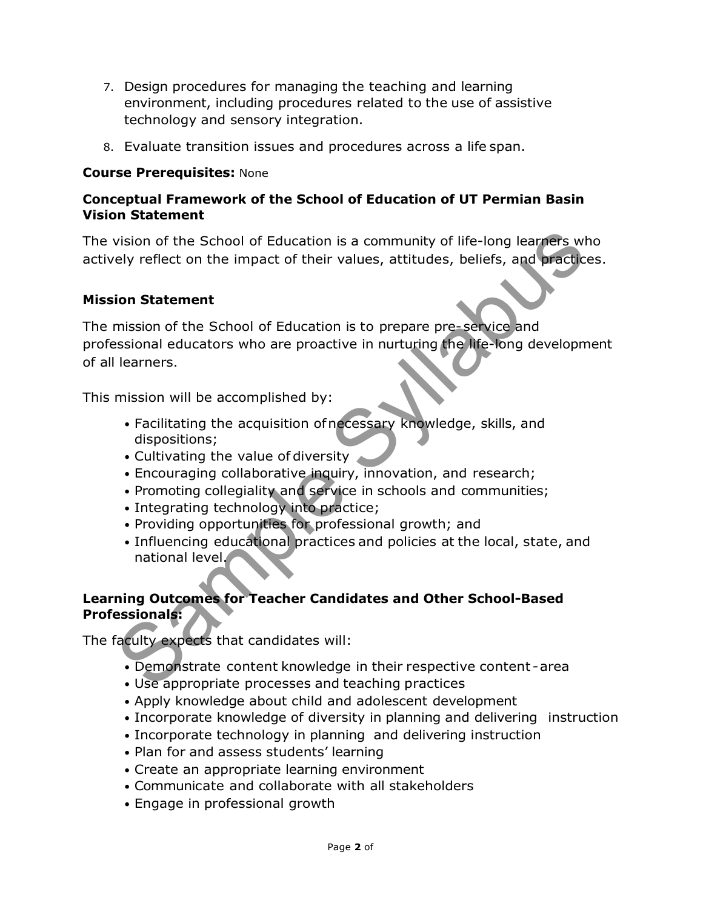7. Design procedures for managing the teaching and learning environment, including procedures related to the use of assistive technology and sensory integration.
8. Evaluate transition issues and procedures across a life span.

**Course Prerequisites:** None

**Conceptual Framework of the School of Education of UT Permian Basin Vision Statement**

The vision of the School of Education is a community of life-long learners who actively reflect on the impact of their values, attitudes, beliefs, and practices.

**Mission Statement**

The mission of the School of Education is to prepare pre-service and professional educators who are proactive in nurturing the life-long development of all learners.

This mission will be accomplished by:

- Facilitating the acquisition of necessary knowledge, skills, and dispositions;
- Cultivating the value of diversity
- Encouraging collaborative inquiry, innovation, and research;
- Promoting collegiality and service in schools and communities;
- Integrating technology into practice;
- Providing opportunities for professional growth; and
- Influencing educational practices and policies at the local, state, and national level.

**Learning Outcomes for Teacher Candidates and Other School-Based Professionals:**

The faculty expects that candidates will:

- Demonstrate content knowledge in their respective content-area
- Use appropriate processes and teaching practices
- Apply knowledge about child and adolescent development
- Incorporate knowledge of diversity in planning and delivering instruction
- Incorporate technology in planning and delivering instruction
- Plan for and assess students' learning
- Create an appropriate learning environment
- Communicate and collaborate with all stakeholders
- Engage in professional growth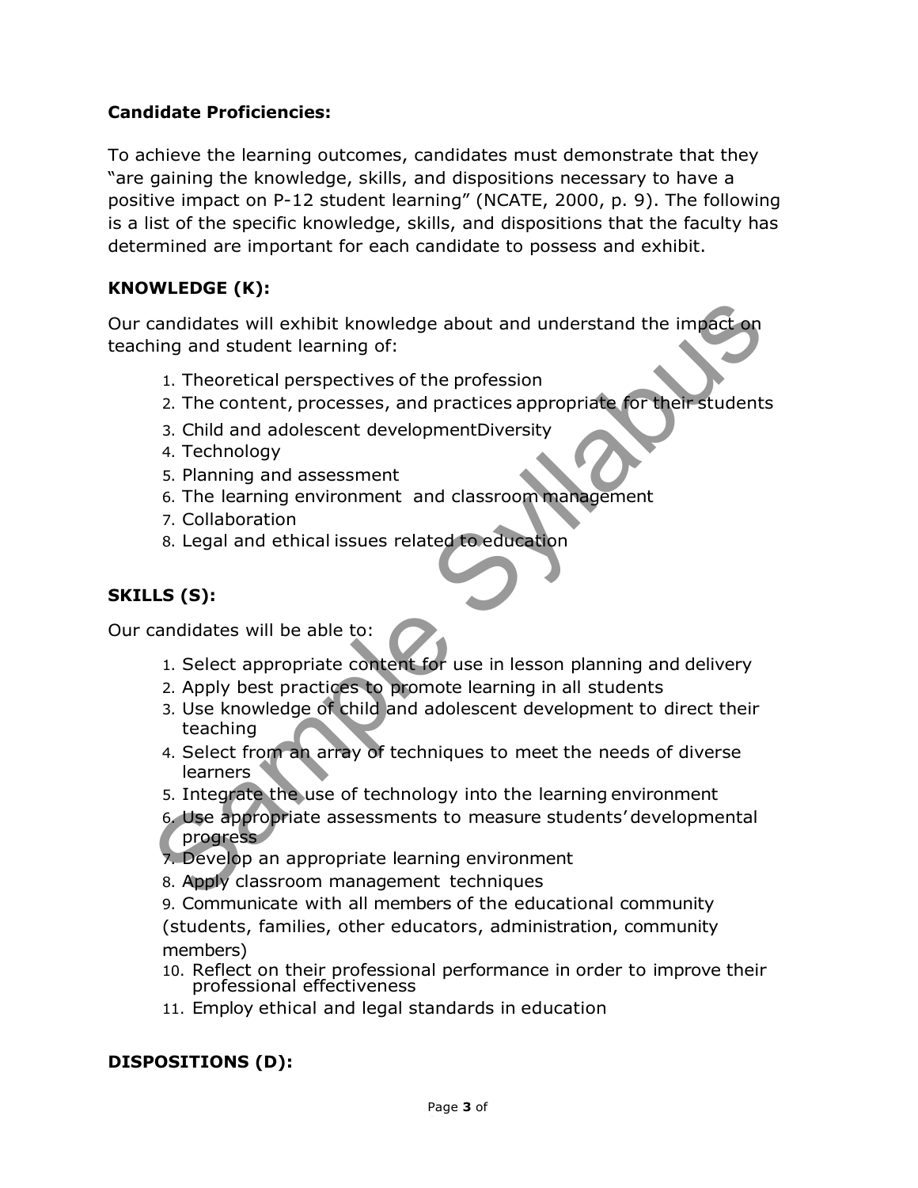**Candidate Proficiencies:**

To achieve the learning outcomes, candidates must demonstrate that they "are gaining the knowledge, skills, and dispositions necessary to have a positive impact on P-12 student learning" (NCATE, 2000, p. 9). The following is a list of the specific knowledge, skills, and dispositions that the faculty has determined are important for each candidate to possess and exhibit.

**KNOWLEDGE (K):**

Our candidates will exhibit knowledge about and understand the impact on teaching and student learning of:

1. Theoretical perspectives of the profession
2. The content, processes, and practices appropriate for their students
3. Child and adolescent developmentDiversity
4. Technology
5. Planning and assessment
6. The learning environment and classroom management
7. Collaboration
8. Legal and ethical issues related to education

**SKILLS (S):**

Our candidates will be able to:

1. Select appropriate content for use in lesson planning and delivery
2. Apply best practices to promote learning in all students
3. Use knowledge of child and adolescent development to direct their teaching
4. Select from an array of techniques to meet the needs of diverse learners
5. Integrate the use of technology into the learning environment
6. Use appropriate assessments to measure students' developmental progress
7. Develop an appropriate learning environment
8. Apply classroom management techniques
9. Communicate with all members of the educational community (students, families, other educators, administration, community members)
10. Reflect on their professional performance in order to improve their professional effectiveness
11. Employ ethical and legal standards in education

**DISPOSITIONS (D):**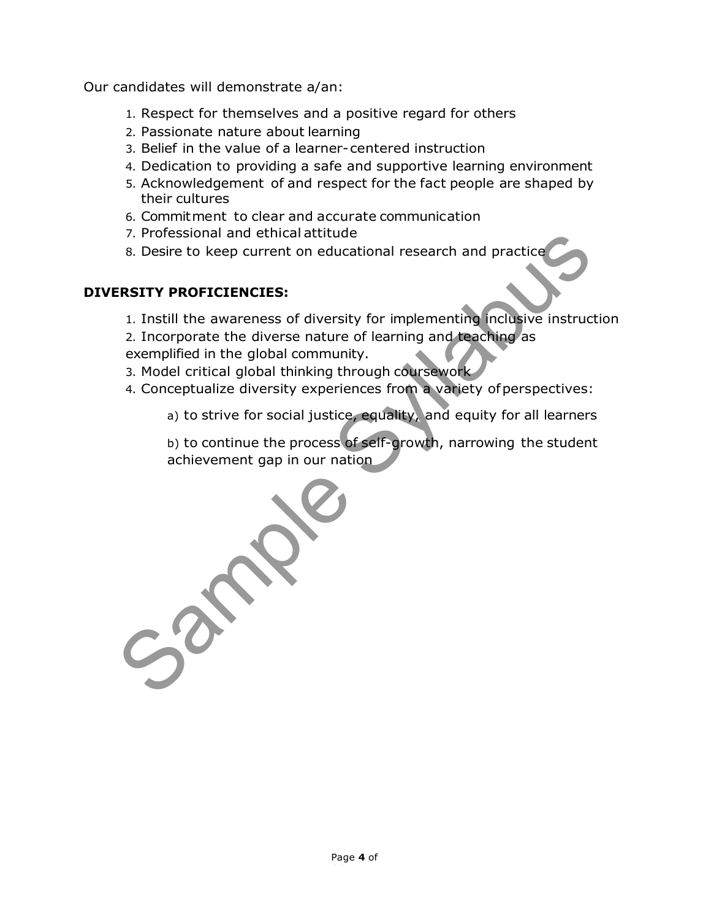Our candidates will demonstrate a/an:

1. Respect for themselves and a positive regard for others
2. Passionate nature about learning
3. Belief in the value of a learner-centered instruction
4. Dedication to providing a safe and supportive learning environment
5. Acknowledgement of and respect for the fact people are shaped by their cultures
6. Commitment to clear and accurate communication
7. Professional and ethical attitude
8. Desire to keep current on educational research and practice

**DIVERSITY PROFICIENCIES:**

1. Instill the awareness of diversity for implementing inclusive instruction
2. Incorporate the diverse nature of learning and teaching as exemplified in the global community.
3. Model critical global thinking through coursework
4. Conceptualize diversity experiences from a variety of perspectives:

   a) to strive for social justice, equality, and equity for all learners

   b) to continue the process of self-growth, narrowing the student achievement gap in our nation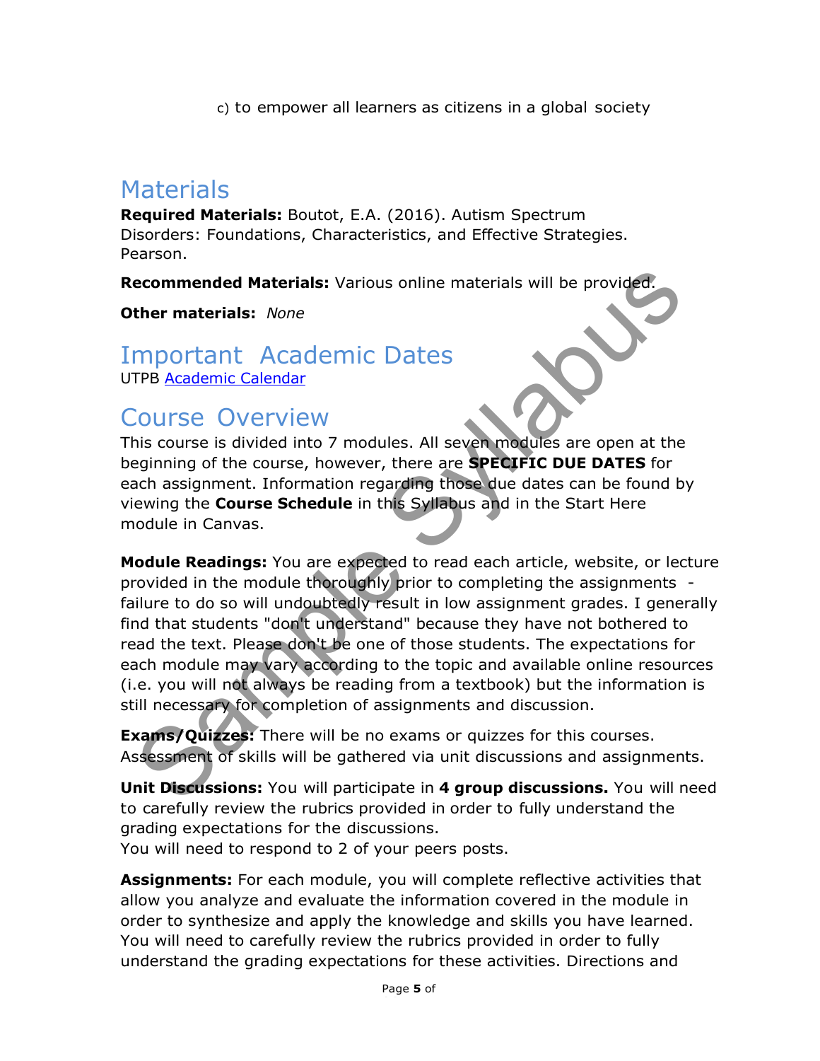c) to empower all learners as citizens in a global society

## Materials

**Required Materials:** Boutot, E.A. (2016). Autism Spectrum Disorders: Foundations, Characteristics, and Effective Strategies. Pearson.

**Recommended Materials:** Various online materials will be provided.

**Other materials:** *None*

## Important Academic Dates

UTPB [Academic Calendar]

## Course Overview

This course is divided into 7 modules. All seven modules are open at the beginning of the course, however, there are **SPECIFIC DUE DATES** for each assignment. Information regarding those due dates can be found by viewing the **Course Schedule** in this Syllabus and in the Start Here module in Canvas.

**Module Readings:** You are expected to read each article, website, or lecture provided in the module thoroughly prior to completing the assignments - failure to do so will undoubtedly result in low assignment grades. I generally find that students "don't understand" because they have not bothered to read the text. Please don't be one of those students. The expectations for each module may vary according to the topic and available online resources (i.e. you will not always be reading from a textbook) but the information is still necessary for completion of assignments and discussion.

**Exams/Quizzes:** There will be no exams or quizzes for this courses. Assessment of skills will be gathered via unit discussions and assignments.

**Unit Discussions:** You will participate in **4 group discussions.** You will need to carefully review the rubrics provided in order to fully understand the grading expectations for the discussions.
You will need to respond to 2 of your peers posts.

**Assignments:** For each module, you will complete reflective activities that allow you analyze and evaluate the information covered in the module in order to synthesize and apply the knowledge and skills you have learned. You will need to carefully review the rubrics provided in order to fully understand the grading expectations for these activities. Directions and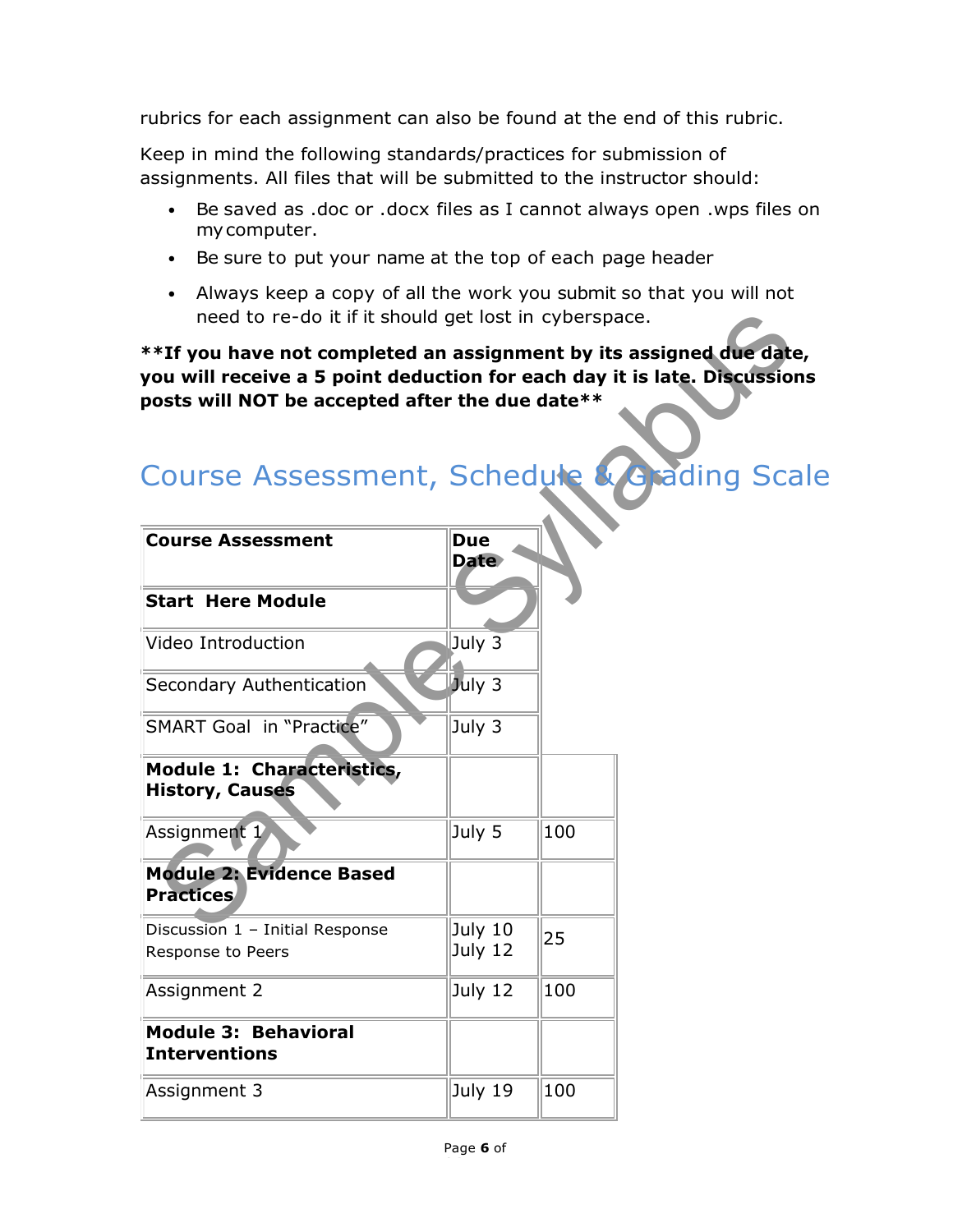rubrics for each assignment can also be found at the end of this rubric.

Keep in mind the following standards/practices for submission of assignments. All files that will be submitted to the instructor should:

- Be saved as .doc or .docx files as I cannot always open .wps files on my computer.
- Be sure to put your name at the top of each page header
- Always keep a copy of all the work you submit so that you will not need to re-do it if it should get lost in cyberspace.

**\*\*If you have not completed an assignment by its assigned due date, you will receive a 5 point deduction for each day it is late. Discussions posts will NOT be accepted after the due date\*\***

# Course Assessment, Schedule & Grading Scale

| Course Assessment | Due Date | |
|---|---|---|
| **Start Here Module** | | |
| Video Introduction | July 3 | |
| Secondary Authentication | July 3 | |
| SMART Goal in "Practice" | July 3 | |
| **Module 1: Characteristics, History, Causes** | | |
| Assignment 1 | July 5 | 100 |
| **Module 2: Evidence Based Practices** | | |
| Discussion 1 – Initial Response<br>Response to Peers | July 10<br>July 12 | 25 |
| Assignment 2 | July 12 | 100 |
| **Module 3: Behavioral Interventions** | | |
| Assignment 3 | July 19 | 100 |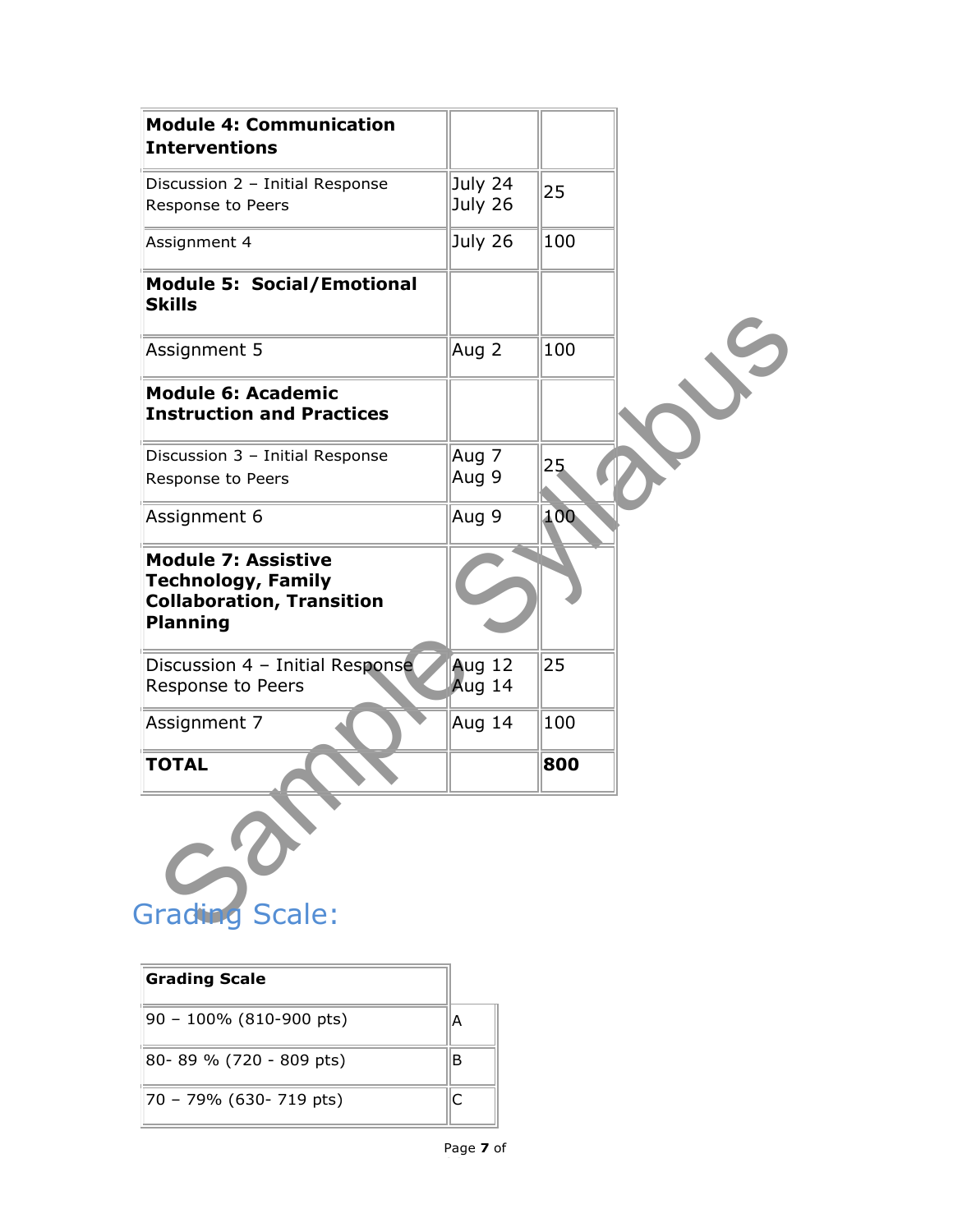| **Module 4: Communication Interventions** | | |
|---|---|---|
| Discussion 2 – Initial Response<br>Response to Peers | July 24<br>July 26 | 25 |
| Assignment 4 | July 26 | 100 |
| **Module 5: Social/Emotional Skills** | | |
| Assignment 5 | Aug 2 | 100 |
| **Module 6: Academic Instruction and Practices** | | |
| Discussion 3 – Initial Response<br>Response to Peers | Aug 7<br>Aug 9 | 25 |
| Assignment 6 | Aug 9 | 100 |
| **Module 7: Assistive Technology, Family Collaboration, Transition Planning** | | |
| Discussion 4 – Initial Response<br>Response to Peers | Aug 12<br>Aug 14 | 25 |
| Assignment 7 | Aug 14 | 100 |
| **TOTAL** | | **800** |

## Grading Scale:

| **Grading Scale** | |
|---|---|
| 90 – 100% (810-900 pts) | A |
| 80- 89 % (720 - 809 pts) | B |
| 70 – 79% (630- 719 pts) | C |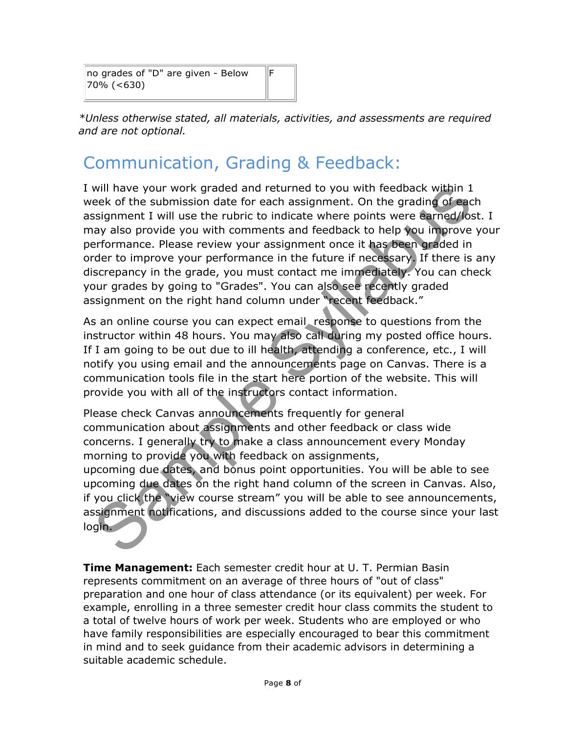| no grades of "D" are given - Below 70% (<630) | F |
|---|---|

*\*Unless otherwise stated, all materials, activities, and assessments are required and are not optional.*

## Communication, Grading & Feedback:

I will have your work graded and returned to you with feedback within 1 week of the submission date for each assignment. On the grading of each assignment I will use the rubric to indicate where points were earned/lost. I may also provide you with comments and feedback to help you improve your performance. Please review your assignment once it has been graded in order to improve your performance in the future if necessary. If there is any discrepancy in the grade, you must contact me immediately. You can check your grades by going to "Grades". You can also see recently graded assignment on the right hand column under "recent feedback."

As an online course you can expect email response to questions from the instructor within 48 hours. You may also call during my posted office hours. If I am going to be out due to ill health, attending a conference, etc., I will notify you using email and the announcements page on Canvas. There is a communication tools file in the start here portion of the website. This will provide you with all of the instructors contact information.

Please check Canvas announcements frequently for general communication about assignments and other feedback or class wide concerns. I generally try to make a class announcement every Monday morning to provide you with feedback on assignments, upcoming due dates, and bonus point opportunities. You will be able to see upcoming due dates on the right hand column of the screen in Canvas. Also, if you click the "view course stream" you will be able to see announcements, assignment notifications, and discussions added to the course since your last login.

**Time Management:** Each semester credit hour at U. T. Permian Basin represents commitment on an average of three hours of "out of class" preparation and one hour of class attendance (or its equivalent) per week. For example, enrolling in a three semester credit hour class commits the student to a total of twelve hours of work per week. Students who are employed or who have family responsibilities are especially encouraged to bear this commitment in mind and to seek guidance from their academic advisors in determining a suitable academic schedule.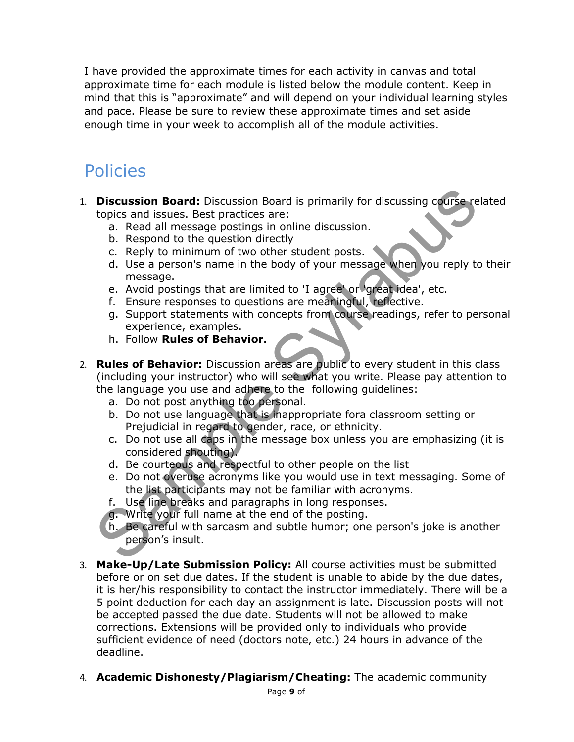I have provided the approximate times for each activity in canvas and total approximate time for each module is listed below the module content. Keep in mind that this is "approximate" and will depend on your individual learning styles and pace. Please be sure to review these approximate times and set aside enough time in your week to accomplish all of the module activities.

## Policies

1. **Discussion Board:** Discussion Board is primarily for discussing course related topics and issues. Best practices are:
   a. Read all message postings in online discussion.
   b. Respond to the question directly
   c. Reply to minimum of two other student posts.
   d. Use a person's name in the body of your message when you reply to their message.
   e. Avoid postings that are limited to 'I agree' or 'great idea', etc.
   f. Ensure responses to questions are meaningful, reflective.
   g. Support statements with concepts from course readings, refer to personal experience, examples.
   h. Follow **Rules of Behavior.**

2. **Rules of Behavior:** Discussion areas are public to every student in this class (including your instructor) who will see what you write. Please pay attention to the language you use and adhere to the following guidelines:
   a. Do not post anything too personal.
   b. Do not use language that is inappropriate fora classroom setting or Prejudicial in regard to gender, race, or ethnicity.
   c. Do not use all caps in the message box unless you are emphasizing (it is considered shouting).
   d. Be courteous and respectful to other people on the list
   e. Do not overuse acronyms like you would use in text messaging. Some of the list participants may not be familiar with acronyms.
   f. Use line breaks and paragraphs in long responses.
   g. Write your full name at the end of the posting.
   h. Be careful with sarcasm and subtle humor; one person's joke is another person's insult.

3. **Make-Up/Late Submission Policy:** All course activities must be submitted before or on set due dates. If the student is unable to abide by the due dates, it is her/his responsibility to contact the instructor immediately. There will be a 5 point deduction for each day an assignment is late. Discussion posts will not be accepted passed the due date. Students will not be allowed to make corrections. Extensions will be provided only to individuals who provide sufficient evidence of need (doctors note, etc.) 24 hours in advance of the deadline.

4. **Academic Dishonesty/Plagiarism/Cheating:** The academic community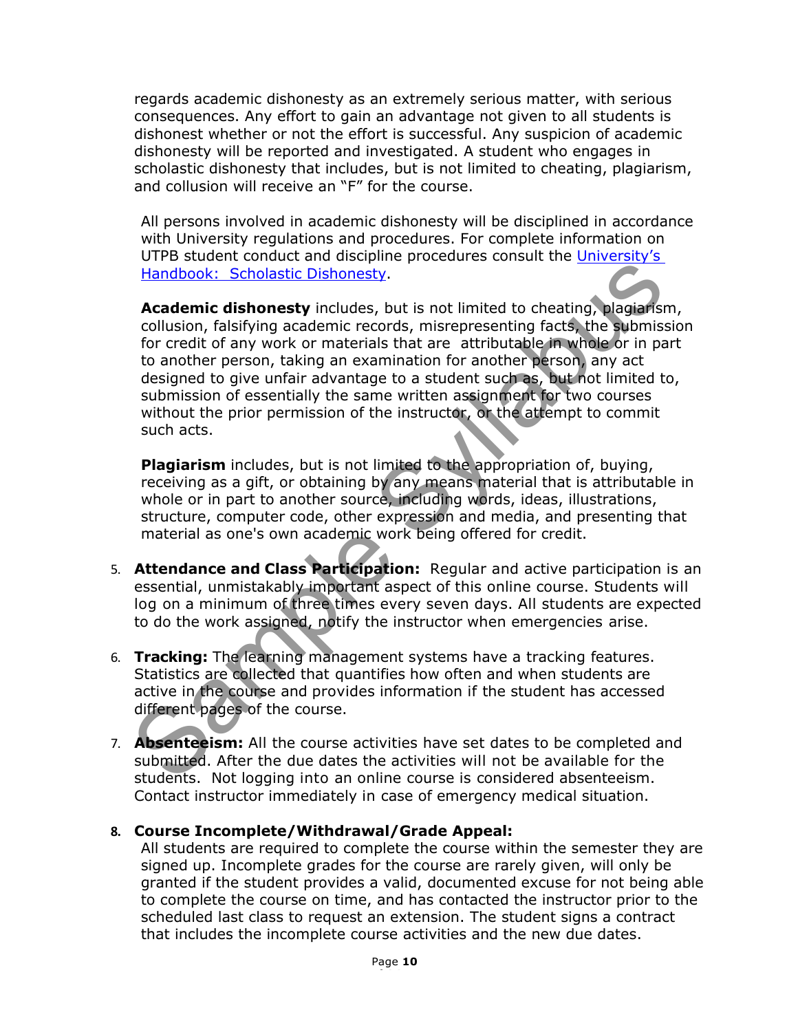regards academic dishonesty as an extremely serious matter, with serious consequences. Any effort to gain an advantage not given to all students is dishonest whether or not the effort is successful. Any suspicion of academic dishonesty will be reported and investigated. A student who engages in scholastic dishonesty that includes, but is not limited to cheating, plagiarism, and collusion will receive an "F" for the course.

All persons involved in academic dishonesty will be disciplined in accordance with University regulations and procedures. For complete information on UTPB student conduct and discipline procedures consult the University's Handbook: Scholastic Dishonesty.

**Academic dishonesty** includes, but is not limited to cheating, plagiarism, collusion, falsifying academic records, misrepresenting facts, the submission for credit of any work or materials that are attributable in whole or in part to another person, taking an examination for another person, any act designed to give unfair advantage to a student such as, but not limited to, submission of essentially the same written assignment for two courses without the prior permission of the instructor, or the attempt to commit such acts.

**Plagiarism** includes, but is not limited to the appropriation of, buying, receiving as a gift, or obtaining by any means material that is attributable in whole or in part to another source, including words, ideas, illustrations, structure, computer code, other expression and media, and presenting that material as one's own academic work being offered for credit.

5. **Attendance and Class Participation:** Regular and active participation is an essential, unmistakably important aspect of this online course. Students will log on a minimum of three times every seven days. All students are expected to do the work assigned, notify the instructor when emergencies arise.

6. **Tracking:** The learning management systems have a tracking features. Statistics are collected that quantifies how often and when students are active in the course and provides information if the student has accessed different pages of the course.

7. **Absenteeism:** All the course activities have set dates to be completed and submitted. After the due dates the activities will not be available for the students. Not logging into an online course is considered absenteeism. Contact instructor immediately in case of emergency medical situation.

8. **Course Incomplete/Withdrawal/Grade Appeal:**
   All students are required to complete the course within the semester they are signed up. Incomplete grades for the course are rarely given, will only be granted if the student provides a valid, documented excuse for not being able to complete the course on time, and has contacted the instructor prior to the scheduled last class to request an extension. The student signs a contract that includes the incomplete course activities and the new due dates.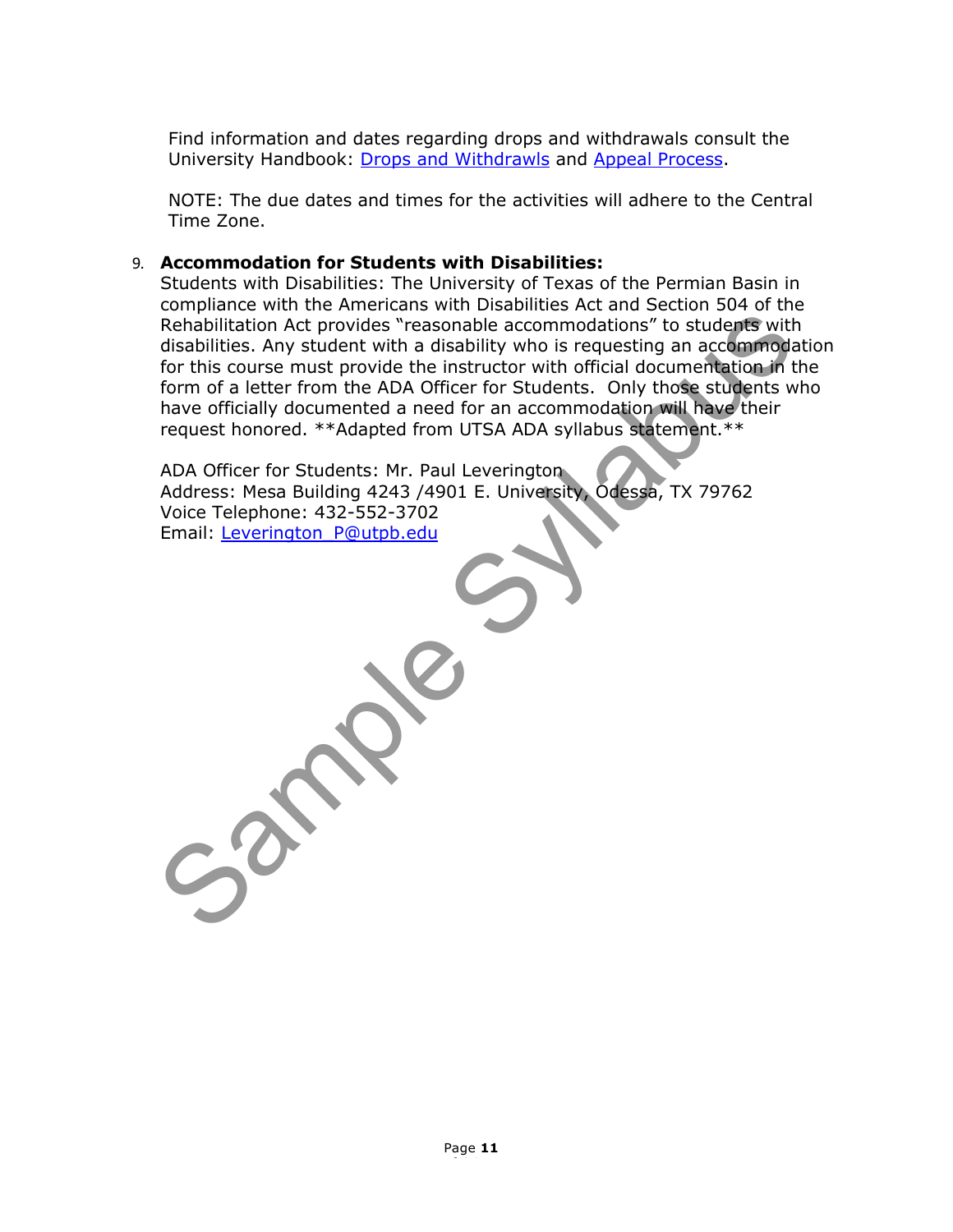Find information and dates regarding drops and withdrawals consult the University Handbook: Drops and Withdrawls and Appeal Process.

NOTE: The due dates and times for the activities will adhere to the Central Time Zone.

9. **Accommodation for Students with Disabilities:**
   Students with Disabilities: The University of Texas of the Permian Basin in compliance with the Americans with Disabilities Act and Section 504 of the Rehabilitation Act provides "reasonable accommodations" to students with disabilities. Any student with a disability who is requesting an accommodation for this course must provide the instructor with official documentation in the form of a letter from the ADA Officer for Students. Only those students who have officially documented a need for an accommodation will have their request honored. **Adapted from UTSA ADA syllabus statement.**

   ADA Officer for Students: Mr. Paul Leverington
   Address: Mesa Building 4243 /4901 E. University, Odessa, TX 79762
   Voice Telephone: 432-552-3702
   Email: Leverington_P@utpb.edu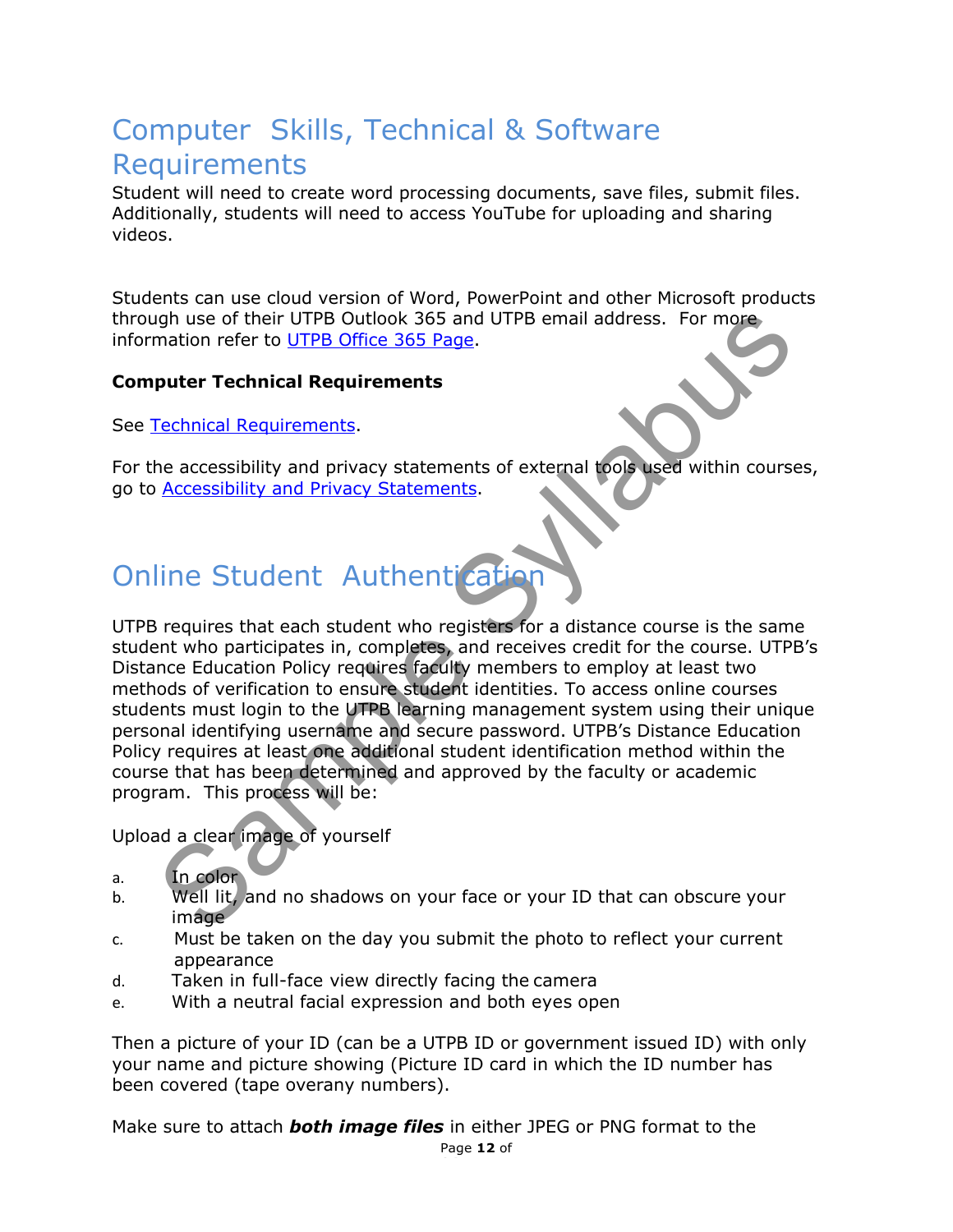# Computer Skills, Technical & Software Requirements

Student will need to create word processing documents, save files, submit files. Additionally, students will need to access YouTube for uploading and sharing videos.

Students can use cloud version of Word, PowerPoint and other Microsoft products through use of their UTPB Outlook 365 and UTPB email address. For more information refer to [UTPB Office 365 Page](#).

**Computer Technical Requirements**

See [Technical Requirements](#).

For the accessibility and privacy statements of external tools used within courses, go to [Accessibility and Privacy Statements](#).

# Online Student Authentication

UTPB requires that each student who registers for a distance course is the same student who participates in, completes, and receives credit for the course. UTPB's Distance Education Policy requires faculty members to employ at least two methods of verification to ensure student identities. To access online courses students must login to the UTPB learning management system using their unique personal identifying username and secure password. UTPB's Distance Education Policy requires at least one additional student identification method within the course that has been determined and approved by the faculty or academic program. This process will be:

Upload a clear image of yourself

a. In color
b. Well lit, and no shadows on your face or your ID that can obscure your image
c. Must be taken on the day you submit the photo to reflect your current appearance
d. Taken in full-face view directly facing the camera
e. With a neutral facial expression and both eyes open

Then a picture of your ID (can be a UTPB ID or government issued ID) with only your name and picture showing (Picture ID card in which the ID number has been covered (tape overany numbers).

Make sure to attach ***both image files*** in either JPEG or PNG format to the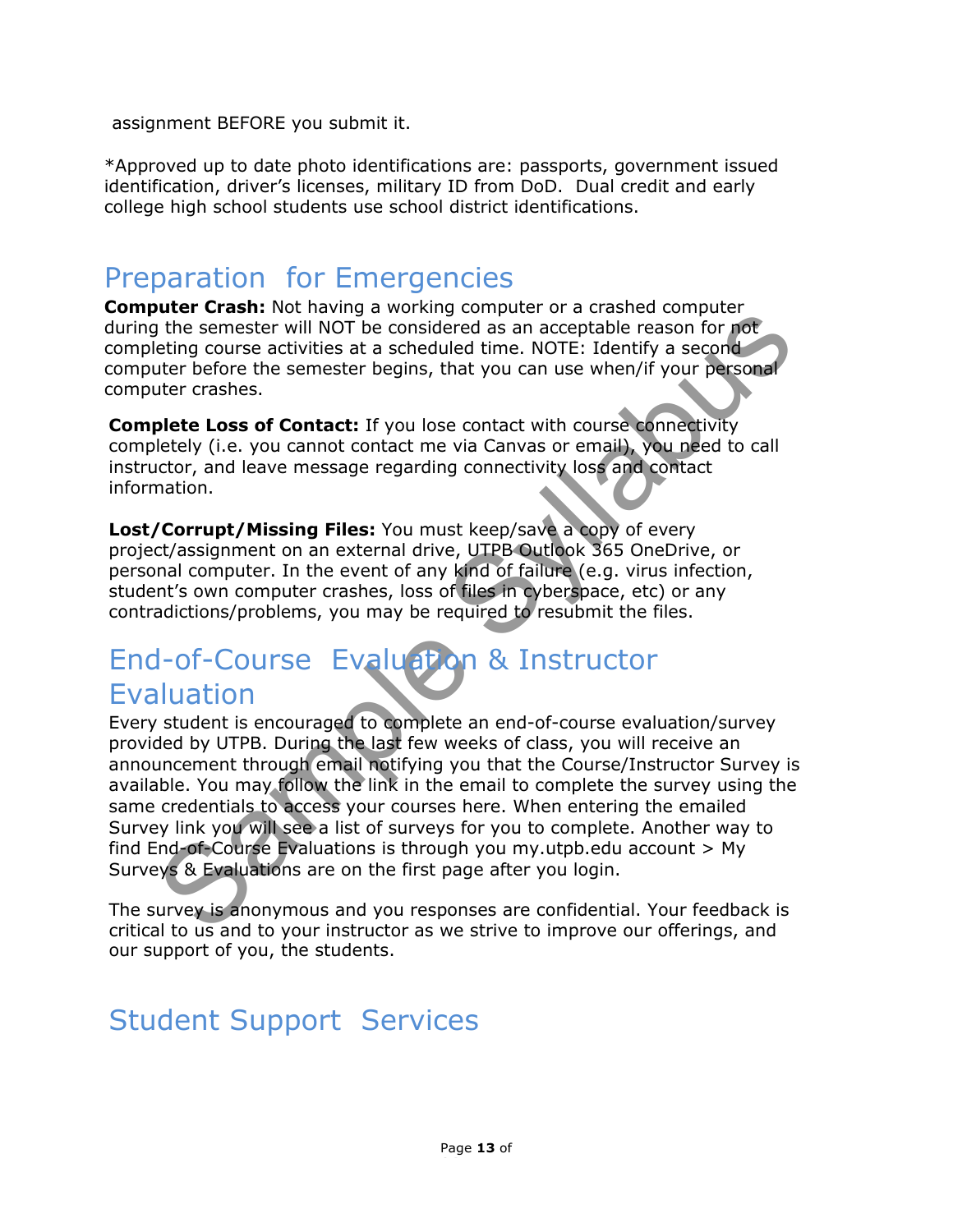assignment BEFORE you submit it.

*Approved up to date photo identifications are: passports, government issued identification, driver's licenses, military ID from DoD. Dual credit and early college high school students use school district identifications.

## Preparation for Emergencies

**Computer Crash:** Not having a working computer or a crashed computer during the semester will NOT be considered as an acceptable reason for not completing course activities at a scheduled time. NOTE: Identify a second computer before the semester begins, that you can use when/if your personal computer crashes.

**Complete Loss of Contact:** If you lose contact with course connectivity completely (i.e. you cannot contact me via Canvas or email), you need to call instructor, and leave message regarding connectivity loss and contact information.

**Lost/Corrupt/Missing Files:** You must keep/save a copy of every project/assignment on an external drive, UTPB Outlook 365 OneDrive, or personal computer. In the event of any kind of failure (e.g. virus infection, student's own computer crashes, loss of files in cyberspace, etc) or any contradictions/problems, you may be required to resubmit the files.

## End-of-Course Evaluation & Instructor Evaluation

Every student is encouraged to complete an end-of-course evaluation/survey provided by UTPB. During the last few weeks of class, you will receive an announcement through email notifying you that the Course/Instructor Survey is available. You may follow the link in the email to complete the survey using the same credentials to access your courses here. When entering the emailed Survey link you will see a list of surveys for you to complete. Another way to find End-of-Course Evaluations is through you my.utpb.edu account > My Surveys & Evaluations are on the first page after you login.

The survey is anonymous and you responses are confidential. Your feedback is critical to us and to your instructor as we strive to improve our offerings, and our support of you, the students.

## Student Support Services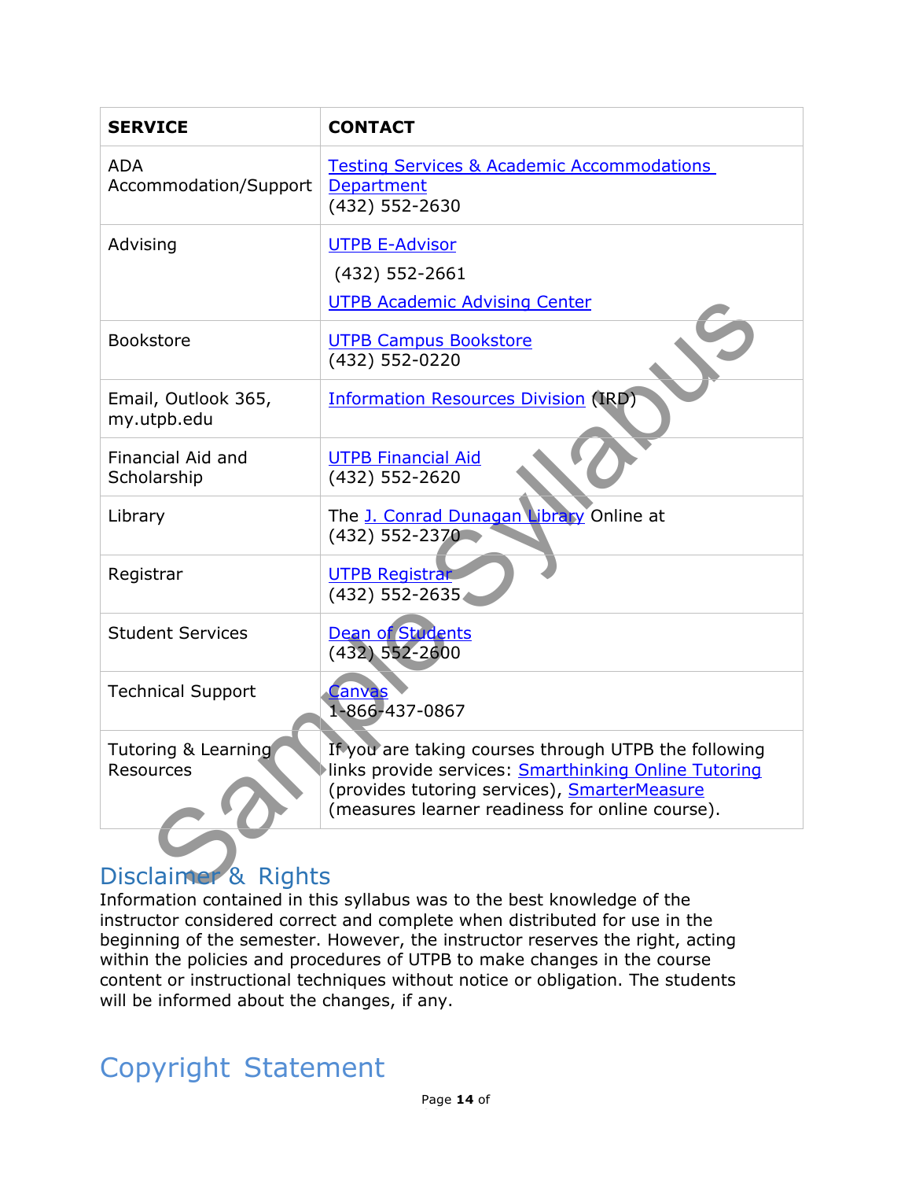| SERVICE | CONTACT |
| --- | --- |
| ADA Accommodation/Support | Testing Services & Academic Accommodations Department<br>(432) 552-2630 |
| Advising | UTPB E-Advisor<br>(432) 552-2661<br>UTPB Academic Advising Center |
| Bookstore | UTPB Campus Bookstore<br>(432) 552-0220 |
| Email, Outlook 365, my.utpb.edu | Information Resources Division (IRD) |
| Financial Aid and Scholarship | UTPB Financial Aid<br>(432) 552-2620 |
| Library | The J. Conrad Dunagan Library Online at<br>(432) 552-2370 |
| Registrar | UTPB Registrar<br>(432) 552-2635 |
| Student Services | Dean of Students<br>(432) 552-2600 |
| Technical Support | Canvas<br>1-866-437-0867 |
| Tutoring & Learning Resources | If you are taking courses through UTPB the following links provide services: Smarthinking Online Tutoring (provides tutoring services), SmarterMeasure (measures learner readiness for online course). |

## Disclaimer & Rights

Information contained in this syllabus was to the best knowledge of the instructor considered correct and complete when distributed for use in the beginning of the semester. However, the instructor reserves the right, acting within the policies and procedures of UTPB to make changes in the course content or instructional techniques without notice or obligation. The students will be informed about the changes, if any.

## Copyright Statement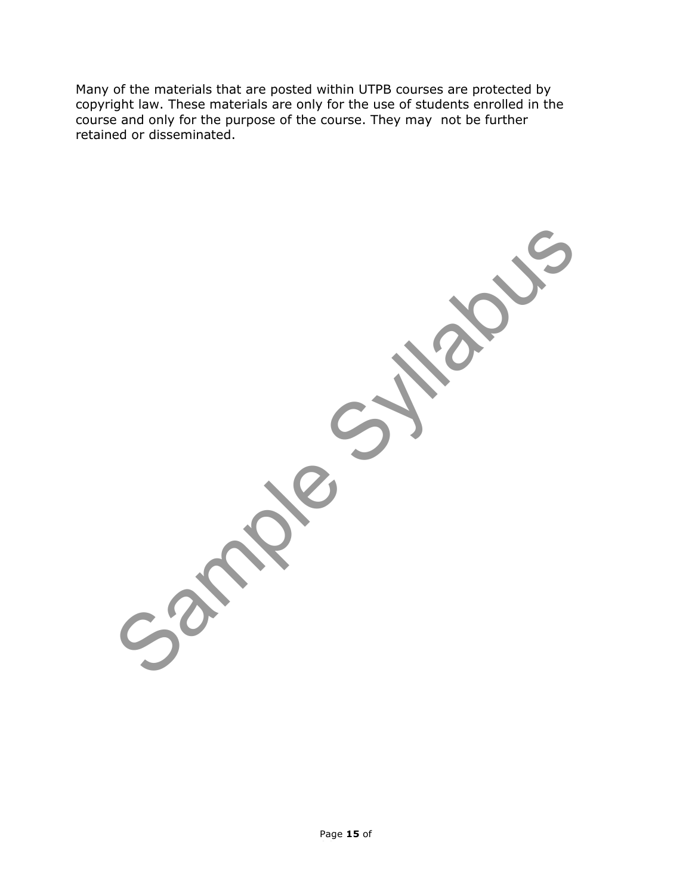Many of the materials that are posted within UTPB courses are protected by copyright law. These materials are only for the use of students enrolled in the course and only for the purpose of the course. They may  not be further retained or disseminated.